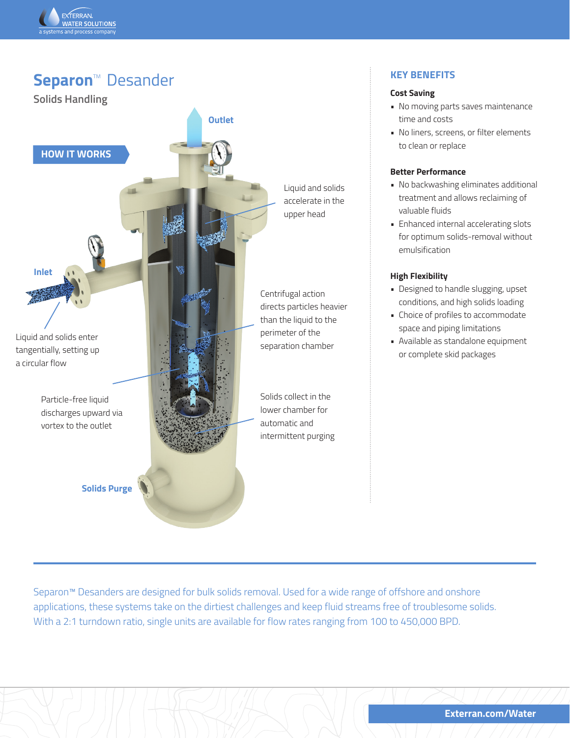# Separon™ Desander

## Solids Handling

### HOW IT WORKS

Outlet

Liquid and solids accelerate in the upper head

Inlet

Liquid and solids enter tangentially, setting up a circular flow

Centrifugal action directs particles heavier than the liquid to the perimeter of the separation chamber

Particle-free liquid discharges upward via vortex to the outlet

Solids collect in the lower chamber for automatic and intermittent purging

Solids Purge

## KEY BENEFITS

**Cost Saving**

- No moving parts saves maintenance time and costs
- No liners, screens, or filter elements to clean or replace

**Better Performance**

- No backwashing eliminates additional treatment and allows reclaiming of valuable fluids
- Enhanced internal accelerating slots for optimum solids-removal without emulsification

**High Flexibility**

- Designed to handle slugging, upset conditions, and high solids loading
- Choice of profiles to accommodate space and piping limitations
- Available as standalone equipment or complete skid packages

Separon™ Desanders are designed for bulk solids removal. Used for a wide range of offshore and onshore applications, these systems take on the dirtiest challenges and keep fluid streams free of troublesome solids. With a 2:1 turndown ratio, single units are available for flow rates ranging from 100 to 450,000 BPD.

Exterran.com/Water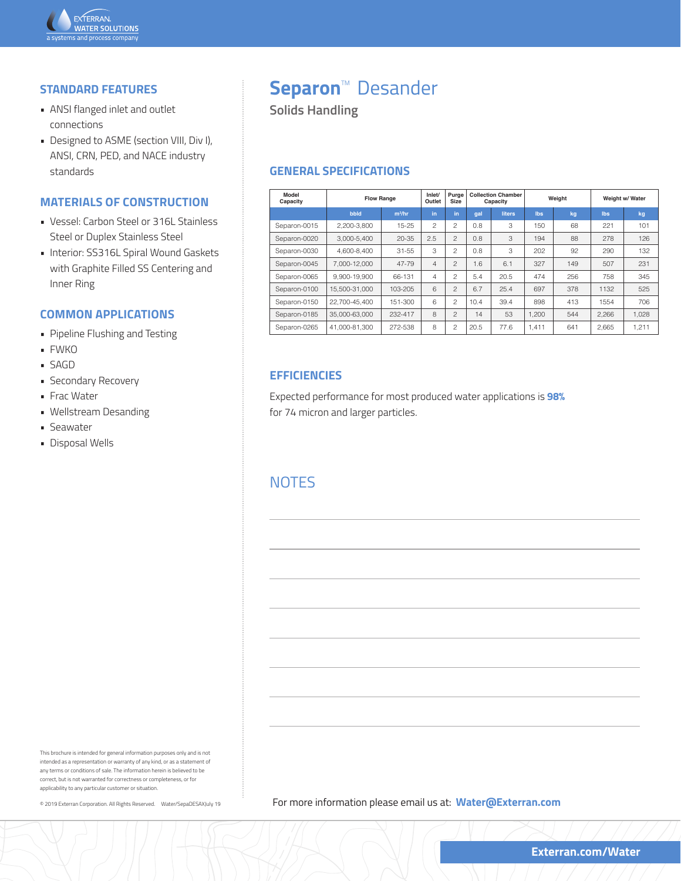## STANDARD FEATURES

- ANSI flanged inlet and outlet connections
- Designed to ASME (section VIII, Div I), ANSI, CRN, PED, and NACE industry standards

## MATERIALS OF CONSTRUCTION

- Vessel: Carbon Steel or 316L Stainless Steel or Duplex Stainless Steel
- Interior: SS316L Spiral Wound Gaskets with Graphite Filled SS Centering and Inner Ring

## COMMON APPLICATIONS

- Pipeline Flushing and Testing
- FWKO
- SAGD
- Secondary Recovery
- Frac Water
- Wellstream Desanding
- Seawater
- Disposal Wells

This brochure is intended for general information purposes only and is not intended as a representation or warranty of any kind, or as a statement of any terms or conditions of sale. The information herein is believed to be correct, but is not warranted for correctness or completeness, or for applicability to any particular customer or situation.

© 2019 Exterran Corporation. All Rights Reserved. Water/SepaDESAXJuly 19

# Separon™ Desander

### Solids Handling

## GENERAL SPECIFICATIONS

| Model Capacity | Flow Range | | Inlet/ Outlet | Purge Size | Collection Chamber Capacity | | Weight | | Weight w/ Water | |
|---|---|---|---|---|---|---|---|---|---|---|
| | bbld | m³/hr | in | in | gal | liters | lbs | kg | lbs | kg |
| Separon-0015 | 2,200-3,800 | 15-25 | 2 | 2 | 0.8 | 3 | 150 | 68 | 221 | 101 |
| Separon-0020 | 3,000-5,400 | 20-35 | 2.5 | 2 | 0.8 | 3 | 194 | 88 | 278 | 126 |
| Separon-0030 | 4,600-8,400 | 31-55 | 3 | 2 | 0.8 | 3 | 202 | 92 | 290 | 132 |
| Separon-0045 | 7,000-12,000 | 47-79 | 4 | 2 | 1.6 | 6.1 | 327 | 149 | 507 | 231 |
| Separon-0065 | 9,900-19,900 | 66-131 | 4 | 2 | 5.4 | 20.5 | 474 | 256 | 758 | 345 |
| Separon-0100 | 15,500-31,000 | 103-205 | 6 | 2 | 6.7 | 25.4 | 697 | 378 | 1132 | 525 |
| Separon-0150 | 22,700-45,400 | 151-300 | 6 | 2 | 10.4 | 39.4 | 898 | 413 | 1554 | 706 |
| Separon-0185 | 35,000-63,000 | 232-417 | 8 | 2 | 14 | 53 | 1,200 | 544 | 2,266 | 1,028 |
| Separon-0265 | 41,000-81,300 | 272-538 | 8 | 2 | 20.5 | 77.6 | 1,411 | 641 | 2,665 | 1,211 |

## EFFICIENCIES

Expected performance for most produced water applications is **98%** for 74 micron and larger particles.

## NOTES

For more information please email us at: **Water@Exterran.com**

**Exterran.com/Water**